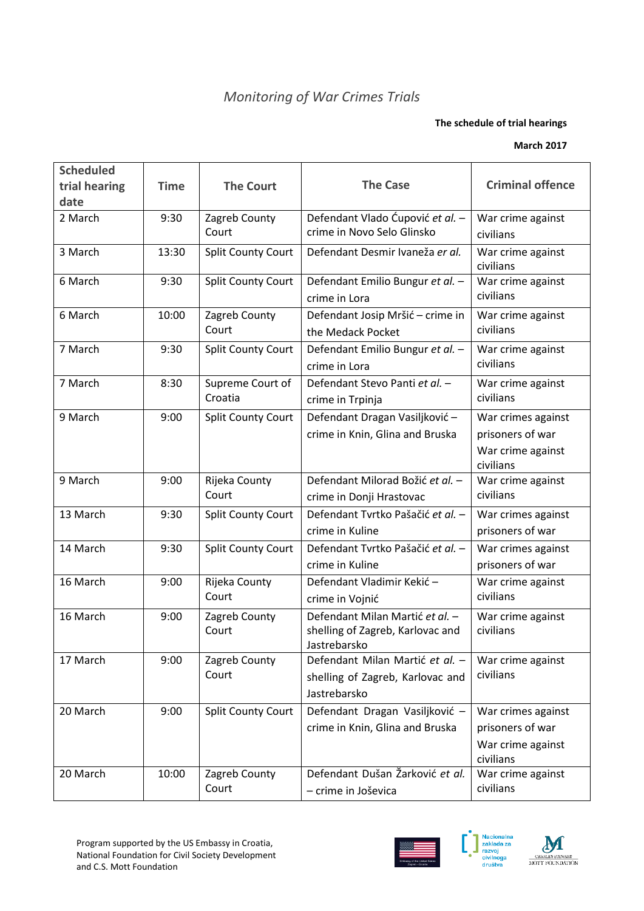# *Monitoring of War Crimes Trials*

**The schedule of trial hearings**

**March 2017**

| Scheduled trial hearing date | Time | The Court | The Case | Criminal offence |
|---|---|---|---|---|
| 2 March | 9:30 | Zagreb County Court | Defendant Vlado Ćupović *et al.* – crime in Novo Selo Glinsko | War crime against civilians |
| 3 March | 13:30 | Split County Court | Defendant Desmir Ivaneža *er al.* | War crime against civilians |
| 6 March | 9:30 | Split County Court | Defendant Emilio Bungur *et al.* – crime in Lora | War crime against civilians |
| 6 March | 10:00 | Zagreb County Court | Defendant Josip Mršić – crime in the Medack Pocket | War crime against civilians |
| 7 March | 9:30 | Split County Court | Defendant Emilio Bungur *et al.* – crime in Lora | War crime against civilians |
| 7 March | 8:30 | Supreme Court of Croatia | Defendant Stevo Panti *et al.* – crime in Trpinja | War crime against civilians |
| 9 March | 9:00 | Split County Court | Defendant Dragan Vasiljković – crime in Knin, Glina and Bruska | War crimes against prisoners of war<br>War crime against civilians |
| 9 March | 9:00 | Rijeka County Court | Defendant Milorad Božić *et al.* – crime in Donji Hrastovac | War crime against civilians |
| 13 March | 9:30 | Split County Court | Defendant Tvrtko Pašačić *et al.* – crime in Kuline | War crimes against prisoners of war |
| 14 March | 9:30 | Split County Court | Defendant Tvrtko Pašačić *et al.* – crime in Kuline | War crimes against prisoners of war |
| 16 March | 9:00 | Rijeka County Court | Defendant Vladimir Kekić – crime in Vojnić | War crime against civilians |
| 16 March | 9:00 | Zagreb County Court | Defendant Milan Martić *et al.* – shelling of Zagreb, Karlovac and Jastrebarsko | War crime against civilians |
| 17 March | 9:00 | Zagreb County Court | Defendant Milan Martić *et al.* – shelling of Zagreb, Karlovac and Jastrebarsko | War crime against civilians |
| 20 March | 9:00 | Split County Court | Defendant Dragan Vasiljković – crime in Knin, Glina and Bruska | War crimes against prisoners of war<br>War crime against civilians |
| 20 March | 10:00 | Zagreb County Court | Defendant Dušan Žarković *et al.* – crime in Joševica | War crime against civilians |

Program supported by the US Embassy in Croatia, National Foundation for Civil Society Development and C.S. Mott Foundation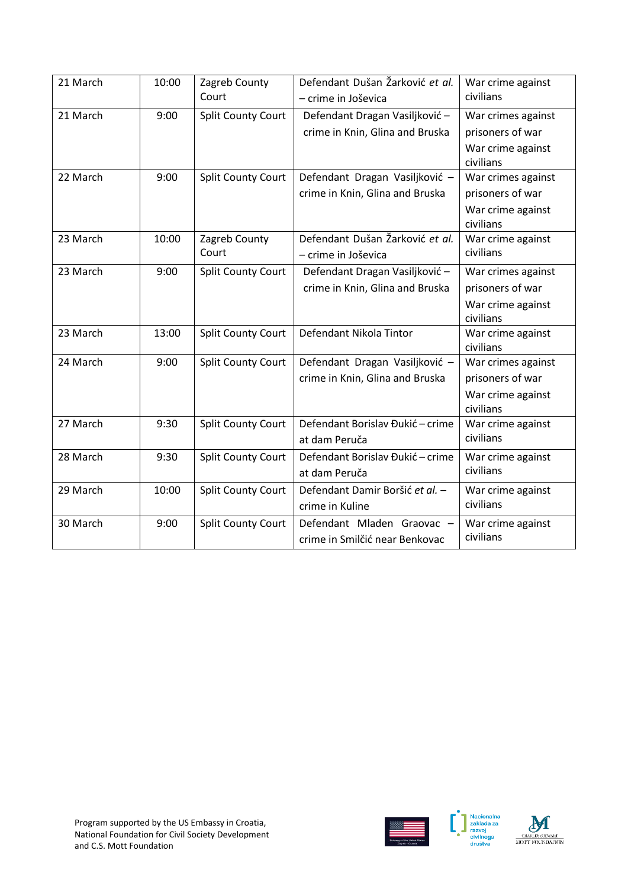| | | | | |
|---|---|---|---|---|
| 21 March | 10:00 | Zagreb County Court | Defendant Dušan Žarković *et al.* – crime in Joševica | War crime against civilians |
| 21 March | 9:00 | Split County Court | Defendant Dragan Vasiljković – crime in Knin, Glina and Bruska | War crimes against prisoners of war<br>War crime against civilians |
| 22 March | 9:00 | Split County Court | Defendant Dragan Vasiljković – crime in Knin, Glina and Bruska | War crimes against prisoners of war<br>War crime against civilians |
| 23 March | 10:00 | Zagreb County Court | Defendant Dušan Žarković *et al.* – crime in Joševica | War crime against civilians |
| 23 March | 9:00 | Split County Court | Defendant Dragan Vasiljković – crime in Knin, Glina and Bruska | War crimes against prisoners of war<br>War crime against civilians |
| 23 March | 13:00 | Split County Court | Defendant Nikola Tintor | War crime against civilians |
| 24 March | 9:00 | Split County Court | Defendant Dragan Vasiljković – crime in Knin, Glina and Bruska | War crimes against prisoners of war<br>War crime against civilians |
| 27 March | 9:30 | Split County Court | Defendant Borislav Đukić – crime at dam Peruča | War crime against civilians |
| 28 March | 9:30 | Split County Court | Defendant Borislav Đukić – crime at dam Peruča | War crime against civilians |
| 29 March | 10:00 | Split County Court | Defendant Damir Boršić *et al.* – crime in Kuline | War crime against civilians |
| 30 March | 9:00 | Split County Court | Defendant Mladen Graovac – crime in Smilčić near Benkovac | War crime against civilians |

Program supported by the US Embassy in Croatia, National Foundation for Civil Society Development and C.S. Mott Foundation